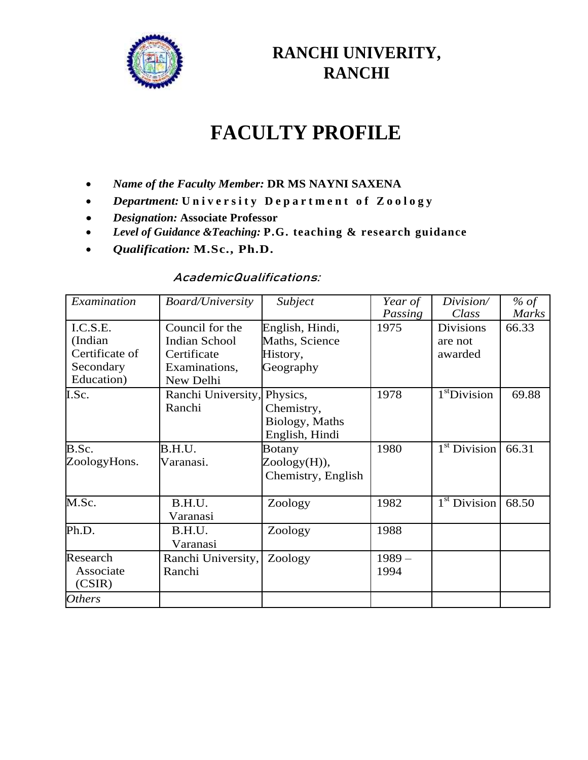# RANCHI UNIVERITY, RANCHI

# FACULTY PROFILE

- ***Name of the Faculty Member:*** **DR MS NAYNI SAXENA**
- ***Department:*** **University Department of Zoology**
- ***Designation:*** **Associate Professor**
- ***Level of Guidance &Teaching:*** **P.G. teaching & research guidance**
- ***Qualification:*** **M.Sc., Ph.D.**

*AcademicQualifications:*

| *Examination* | *Board/University* | *Subject* | *Year of Passing* | *Division/ Class* | *% of Marks* |
|---|---|---|---|---|---|
| I.C.S.E. (Indian Certificate of Secondary Education) | Council for the Indian School Certificate Examinations, New Delhi | English, Hindi, Maths, Science History, Geography | 1975 | Divisions are not awarded | 66.33 |
| I.Sc. | Ranchi University, Ranchi | Physics, Chemistry, Biology, Maths English, Hindi | 1978 | 1stDivision | 69.88 |
| B.Sc. ZoologyHons. | B.H.U. Varanasi. | Botany Zoology(H)), Chemistry, English | 1980 | 1st Division | 66.31 |
| M.Sc. | B.H.U. Varanasi | Zoology | 1982 | 1st Division | 68.50 |
| Ph.D. | B.H.U. Varanasi | Zoology | 1988 | | |
| Research Associate (CSIR) | Ranchi University, Ranchi | Zoology | 1989 – 1994 | | |
| *Others* | | | | | |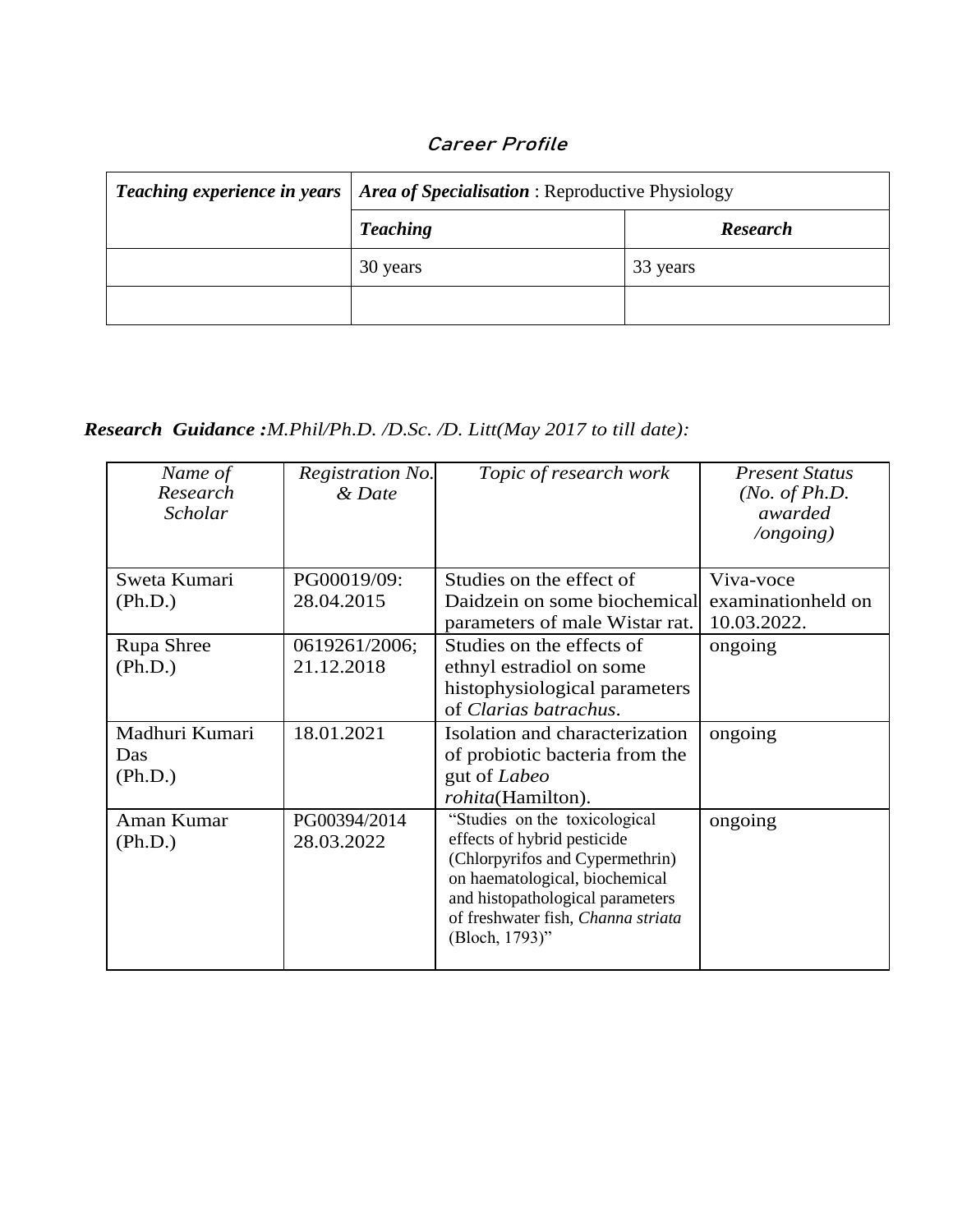## *Career Profile*

| ***Teaching experience in years*** | ***Area of Specialisation*** : Reproductive Physiology | |
|---|---|---|
| | ***Teaching*** | ***Research*** |
| | 30 years | 33 years |
| | | |

***Research Guidance :****M.Phil/Ph.D. /D.Sc. /D. Litt(May 2017 to till date):*

| *Name of Research Scholar* | *Registration No. & Date* | *Topic of research work* | *Present Status (No. of Ph.D. awarded /ongoing)* |
|---|---|---|---|
| Sweta Kumari (Ph.D.) | PG00019/09: 28.04.2015 | Studies on the effect of Daidzein on some biochemical parameters of male Wistar rat. | Viva-voce examinationheld on 10.03.2022. |
| Rupa Shree (Ph.D.) | 0619261/2006; 21.12.2018 | Studies on the effects of ethnyl estradiol on some histophysiological parameters of *Clarias batrachus*. | ongoing |
| Madhuri Kumari Das (Ph.D.) | 18.01.2021 | Isolation and characterization of probiotic bacteria from the gut of *Labeo rohita*(Hamilton). | ongoing |
| Aman Kumar (Ph.D.) | PG00394/2014 28.03.2022 | "Studies on the toxicological effects of hybrid pesticide (Chlorpyrifos and Cypermethrin) on haematological, biochemical and histopathological parameters of freshwater fish, *Channa striata* (Bloch, 1793)" | ongoing |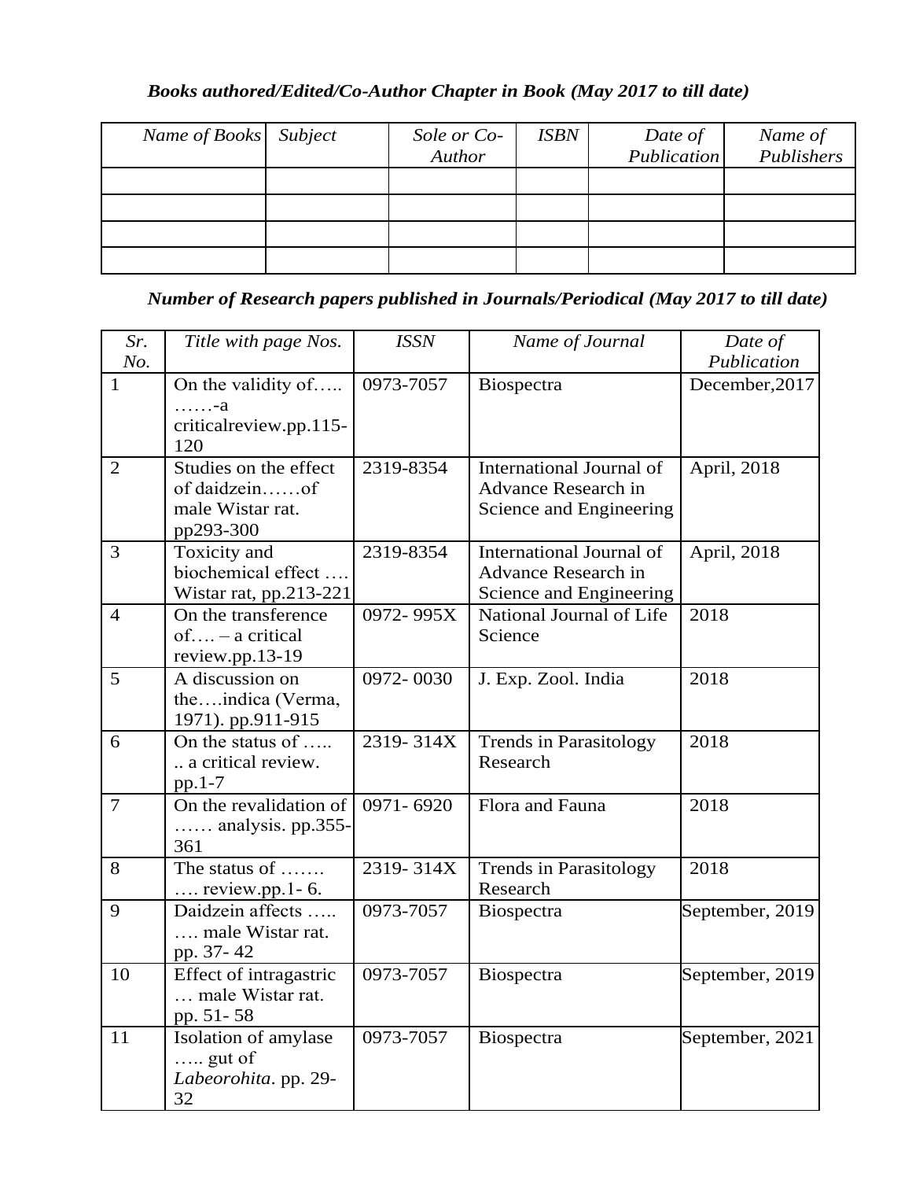***Books authored/Edited/Co-Author Chapter in Book (May 2017 to till date)***

| *Name of Books* | *Subject* | *Sole or Co-Author* | *ISBN* | *Date of Publication* | *Name of Publishers* |
|---|---|---|---|---|---|
| | | | | | |
| | | | | | |
| | | | | | |
| | | | | | |

***Number of Research papers published in Journals/Periodical (May 2017 to till date)***

| *Sr. No.* | *Title with page Nos.* | *ISSN* | *Name of Journal* | *Date of Publication* |
|---|---|---|---|---|
| 1 | On the validity of….. ……-a criticalreview.pp.115-120 | 0973-7057 | Biospectra | December,2017 |
| 2 | Studies on the effect of daidzein……of male Wistar rat. pp293-300 | 2319-8354 | International Journal of Advance Research in Science and Engineering | April, 2018 |
| 3 | Toxicity and biochemical effect …. Wistar rat, pp.213-221 | 2319-8354 | International Journal of Advance Research in Science and Engineering | April, 2018 |
| 4 | On the transference of…. – a critical review.pp.13-19 | 0972- 995X | National Journal of Life Science | 2018 |
| 5 | A discussion on the….indica (Verma, 1971). pp.911-915 | 0972- 0030 | J. Exp. Zool. India | 2018 |
| 6 | On the status of ….. .. a critical review. pp.1-7 | 2319- 314X | Trends in Parasitology Research | 2018 |
| 7 | On the revalidation of …… analysis. pp.355-361 | 0971- 6920 | Flora and Fauna | 2018 |
| 8 | The status of ……. …. review.pp.1- 6. | 2319- 314X | Trends in Parasitology Research | 2018 |
| 9 | Daidzein affects ….. …. male Wistar rat. pp. 37- 42 | 0973-7057 | Biospectra | September, 2019 |
| 10 | Effect of intragastric … male Wistar rat. pp. 51- 58 | 0973-7057 | Biospectra | September, 2019 |
| 11 | Isolation of amylase ….. gut of *Labeorohita*. pp. 29-32 | 0973-7057 | Biospectra | September, 2021 |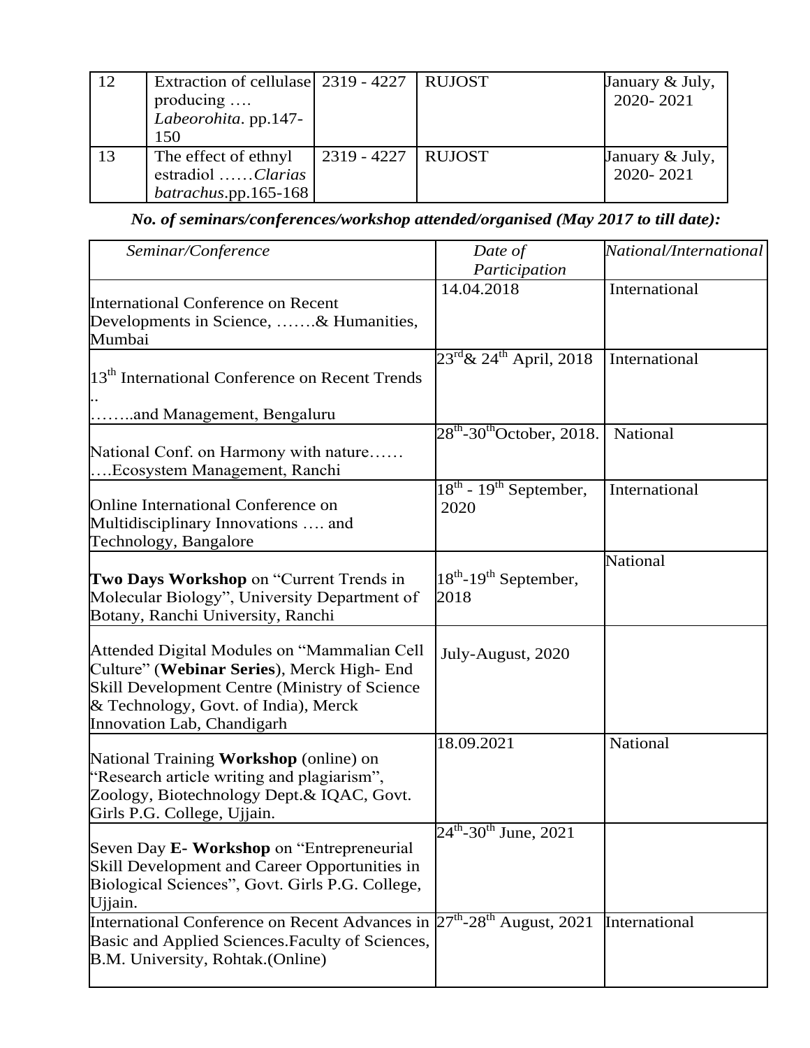| 12 | Extraction of cellulase producing …. *Labeorohita*. pp.147-150 | 2319 - 4227 | RUJOST | January & July, 2020- 2021 |
|---|---|---|---|---|
| 13 | The effect of ethnyl estradiol ……*Clarias batrachus*.pp.165-168 | 2319 - 4227 | RUJOST | January & July, 2020- 2021 |

***No. of seminars/conferences/workshop attended/organised (May 2017 to till date):***

| *Seminar/Conference* | *Date of Participation* | *National/International* |
|---|---|---|
| International Conference on Recent Developments in Science, …….& Humanities, Mumbai | 14.04.2018 | International |
| 13th International Conference on Recent Trends .. ……..and Management, Bengaluru | 23rd& 24th April, 2018 | International |
| National Conf. on Harmony with nature…… ….Ecosystem Management, Ranchi | 28th-30thOctober, 2018. | National |
| Online International Conference on Multidisciplinary Innovations …. and Technology, Bangalore | 18th - 19th September, 2020 | International |
| **Two Days Workshop** on "Current Trends in Molecular Biology", University Department of Botany, Ranchi University, Ranchi | 18th-19th September, 2018 | National |
| Attended Digital Modules on "Mammalian Cell Culture" (**Webinar Series**), Merck High- End Skill Development Centre (Ministry of Science & Technology, Govt. of India), Merck Innovation Lab, Chandigarh | July-August, 2020 | |
| National Training **Workshop** (online) on "Research article writing and plagiarism", Zoology, Biotechnology Dept.& IQAC, Govt. Girls P.G. College, Ujjain. | 18.09.2021 | National |
| Seven Day **E- Workshop** on "Entrepreneurial Skill Development and Career Opportunities in Biological Sciences", Govt. Girls P.G. College, Ujjain. | 24th-30th June, 2021 | |
| International Conference on Recent Advances in Basic and Applied Sciences.Faculty of Sciences, B.M. University, Rohtak.(Online) | 27th-28th August, 2021 | International |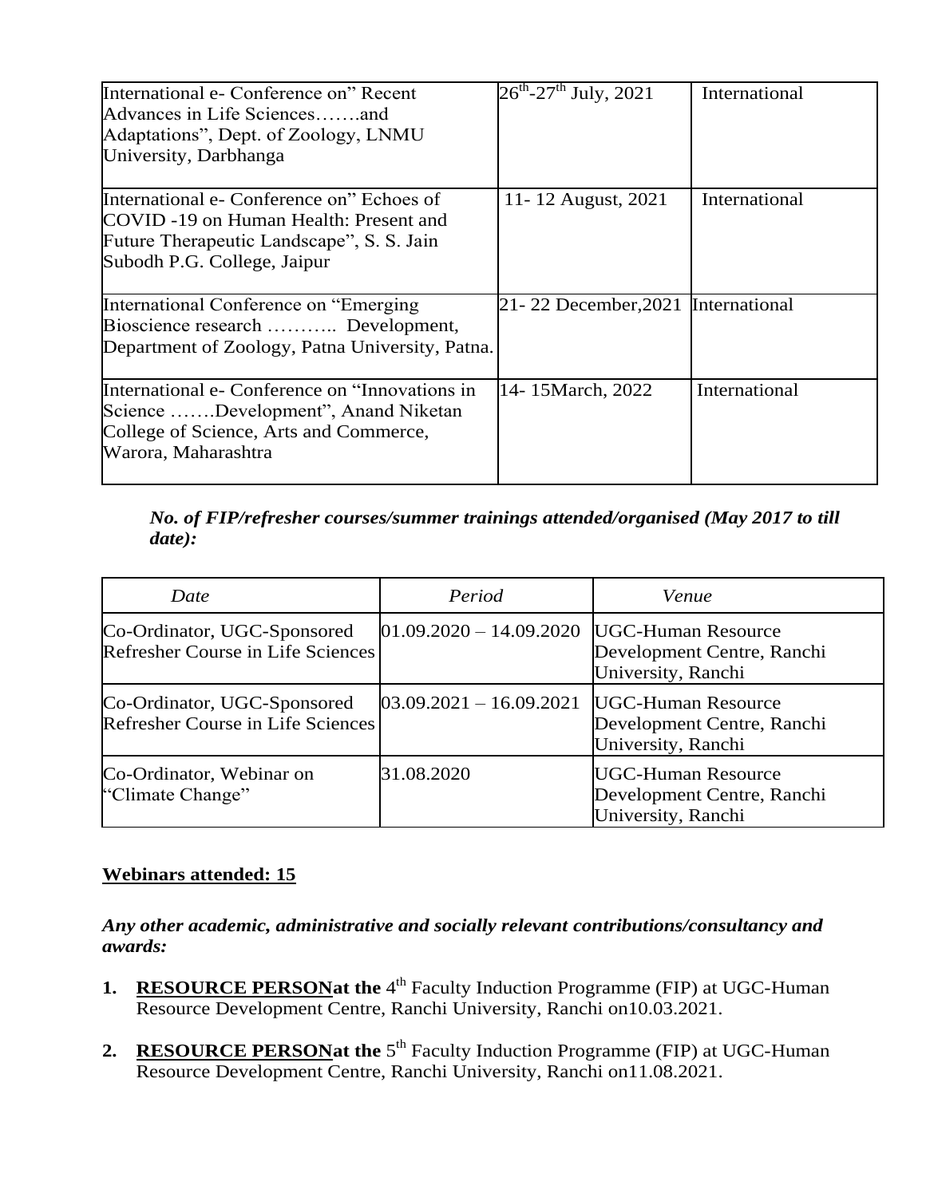| | | |
|---|---|---|
| International e- Conference on" Recent Advances in Life Sciences…….and Adaptations", Dept. of Zoology, LNMU University, Darbhanga | 26th-27th July, 2021 | International |
| International e- Conference on" Echoes of COVID -19 on Human Health: Present and Future Therapeutic Landscape", S. S. Jain Subodh P.G. College, Jaipur | 11- 12 August, 2021 | International |
| International Conference on "Emerging Bioscience research ……….. Development, Department of Zoology, Patna University, Patna. | 21- 22 December,2021 | International |
| International e- Conference on "Innovations in Science …….Development", Anand Niketan College of Science, Arts and Commerce, Warora, Maharashtra | 14- 15March, 2022 | International |

***No. of FIP/refresher courses/summer trainings attended/organised (May 2017 to till date):***

| *Date* | *Period* | *Venue* |
|---|---|---|
| Co-Ordinator, UGC-Sponsored Refresher Course in Life Sciences | 01.09.2020 – 14.09.2020 | UGC-Human Resource Development Centre, Ranchi University, Ranchi |
| Co-Ordinator, UGC-Sponsored Refresher Course in Life Sciences | 03.09.2021 – 16.09.2021 | UGC-Human Resource Development Centre, Ranchi University, Ranchi |
| Co-Ordinator, Webinar on "Climate Change" | 31.08.2020 | UGC-Human Resource Development Centre, Ranchi University, Ranchi |

**Webinars attended: 15**

***Any other academic, administrative and socially relevant contributions/consultancy and awards:***

1. **RESOURCE PERSONat the** 4th Faculty Induction Programme (FIP) at UGC-Human Resource Development Centre, Ranchi University, Ranchi on10.03.2021.

2. **RESOURCE PERSONat the** 5th Faculty Induction Programme (FIP) at UGC-Human Resource Development Centre, Ranchi University, Ranchi on11.08.2021.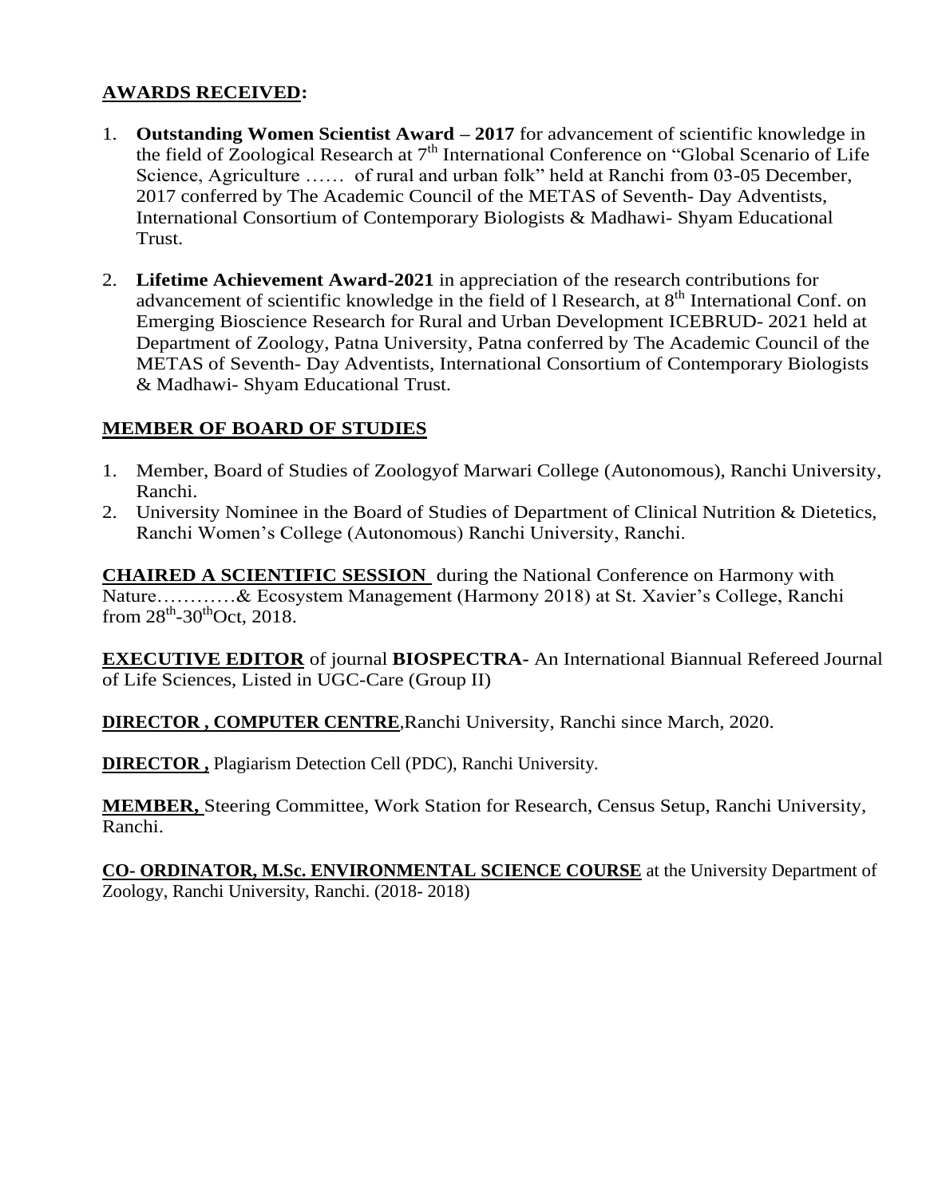## AWARDS RECEIVED:

1. **Outstanding Women Scientist Award – 2017** for advancement of scientific knowledge in the field of Zoological Research at 7th International Conference on "Global Scenario of Life Science, Agriculture …… of rural and urban folk" held at Ranchi from 03-05 December, 2017 conferred by The Academic Council of the METAS of Seventh- Day Adventists, International Consortium of Contemporary Biologists & Madhawi- Shyam Educational Trust.

2. **Lifetime Achievement Award-2021** in appreciation of the research contributions for advancement of scientific knowledge in the field of l Research, at 8th International Conf. on Emerging Bioscience Research for Rural and Urban Development ICEBRUD- 2021 held at Department of Zoology, Patna University, Patna conferred by The Academic Council of the METAS of Seventh- Day Adventists, International Consortium of Contemporary Biologists & Madhawi- Shyam Educational Trust.

## MEMBER OF BOARD OF STUDIES

1. Member, Board of Studies of Zoologyof Marwari College (Autonomous), Ranchi University, Ranchi.
2. University Nominee in the Board of Studies of Department of Clinical Nutrition & Dietetics, Ranchi Women's College (Autonomous) Ranchi University, Ranchi.

**CHAIRED A SCIENTIFIC SESSION** during the National Conference on Harmony with Nature…………& Ecosystem Management (Harmony 2018) at St. Xavier's College, Ranchi from 28th-30thOct, 2018.

**EXECUTIVE EDITOR** of journal **BIOSPECTRA-** An International Biannual Refereed Journal of Life Sciences, Listed in UGC-Care (Group II)

**DIRECTOR , COMPUTER CENTRE**,Ranchi University, Ranchi since March, 2020.

**DIRECTOR ,** Plagiarism Detection Cell (PDC), Ranchi University.

**MEMBER,** Steering Committee, Work Station for Research, Census Setup, Ranchi University, Ranchi.

**CO- ORDINATOR, M.Sc. ENVIRONMENTAL SCIENCE COURSE** at the University Department of Zoology, Ranchi University, Ranchi. (2018- 2018)